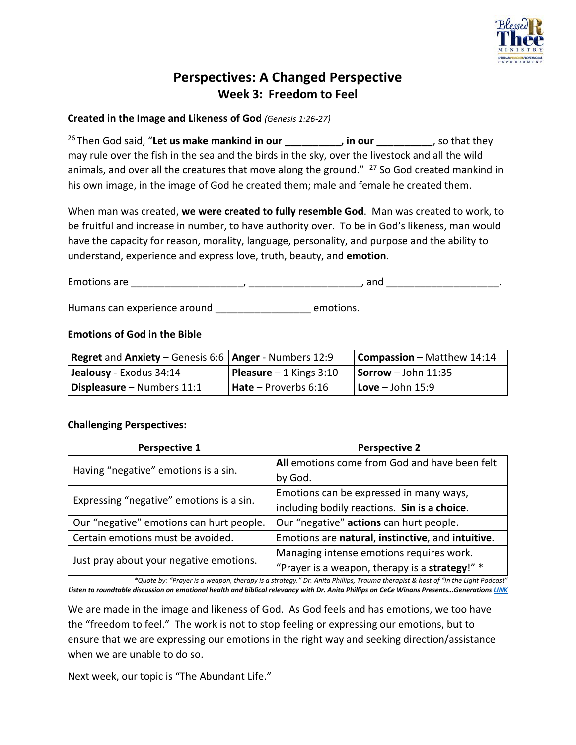# Perspectives: A Changed Perspective
## Week 3: Freedom to Feel

**Created in the Image and Likeness of God** *(Genesis 1:26-27)*

[26] Then God said, "**Let us make mankind in our __________, in our __________**, so that they may rule over the fish in the sea and the birds in the sky, over the livestock and all the wild animals, and over all the creatures that move along the ground." [27] So God created mankind in his own image, in the image of God he created them; male and female he created them.

When man was created, **we were created to fully resemble God**. Man was created to work, to be fruitful and increase in number, to have authority over. To be in God's likeness, man would have the capacity for reason, morality, language, personality, and purpose and the ability to understand, experience and express love, truth, beauty, and **emotion**.

Emotions are ____________________, ____________________, and ____________________.

Humans can experience around ________________ emotions.

**Emotions of God in the Bible**

| | | |
|---|---|---|
| **Regret** and **Anxiety** – Genesis 6:6 | **Anger** - Numbers 12:9 | **Compassion** – Matthew 14:14 |
| **Jealousy** - Exodus 34:14 | **Pleasure** – 1 Kings 3:10 | **Sorrow** – John 11:35 |
| **Displeasure** – Numbers 11:1 | **Hate** – Proverbs 6:16 | **Love** – John 15:9 |

**Challenging Perspectives:**

| Perspective 1 | Perspective 2 |
|---|---|
| Having "negative" emotions is a sin. | **All** emotions come from God and have been felt by God. |
| Expressing "negative" emotions is a sin. | Emotions can be expressed in many ways, including bodily reactions. **Sin is a choice**. |
| Our "negative" emotions can hurt people. | Our "negative" **actions** can hurt people. |
| Certain emotions must be avoided. | Emotions are **natural**, **instinctive**, and **intuitive**. |
| Just pray about your negative emotions. | Managing intense emotions requires work. "Prayer is a weapon, therapy is a **strategy**!" * |

*\*Quote by: "Prayer is a weapon, therapy is a strategy." Dr. Anita Phillips, Trauma therapist & host of "In the Light Podcast"*
***Listen to roundtable discussion on emotional health and biblical relevancy with Dr. Anita Phillips on CeCe Winans Presents…Generations LINK***

We are made in the image and likeness of God. As God feels and has emotions, we too have the "freedom to feel." The work is not to stop feeling or expressing our emotions, but to ensure that we are expressing our emotions in the right way and seeking direction/assistance when we are unable to do so.

Next week, our topic is "The Abundant Life."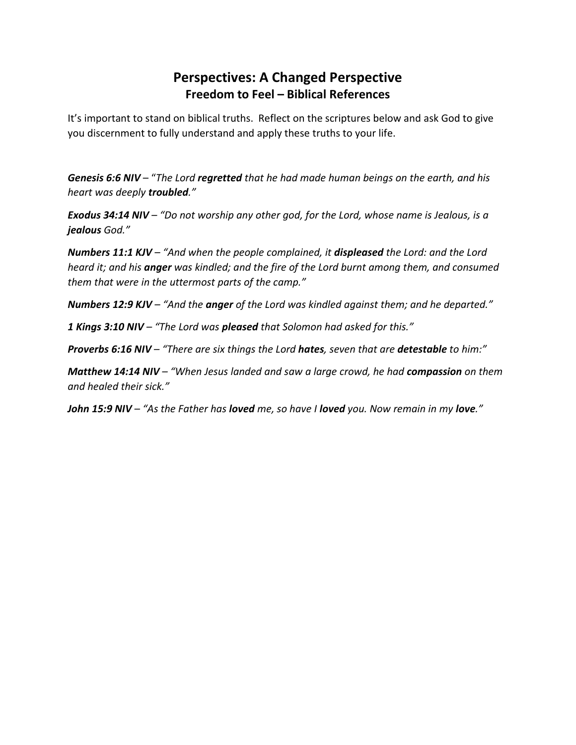## Perspectives: A Changed Perspective
### Freedom to Feel – Biblical References

It's important to stand on biblical truths. Reflect on the scriptures below and ask God to give you discernment to fully understand and apply these truths to your life.

***Genesis 6:6 NIV*** – "*The Lord **regretted** that he had made human beings on the earth, and his heart was deeply **troubled**."*

***Exodus 34:14 NIV*** – *"Do not worship any other god, for the Lord, whose name is Jealous, is a **jealous** God."*

***Numbers 11:1 KJV*** – *"And when the people complained, it **displeased** the Lord: and the Lord heard it; and his **anger** was kindled; and the fire of the Lord burnt among them, and consumed them that were in the uttermost parts of the camp."*

***Numbers 12:9 KJV*** – *"And the **anger** of the Lord was kindled against them; and he departed."*

***1 Kings 3:10 NIV*** – *"The Lord was **pleased** that Solomon had asked for this."*

***Proverbs 6:16 NIV*** – *"There are six things the Lord **hates**, seven that are **detestable** to him:"*

***Matthew 14:14 NIV*** – *"When Jesus landed and saw a large crowd, he had **compassion** on them and healed their sick."*

***John 15:9 NIV*** – *"As the Father has **loved** me, so have I **loved** you. Now remain in my **love**."*